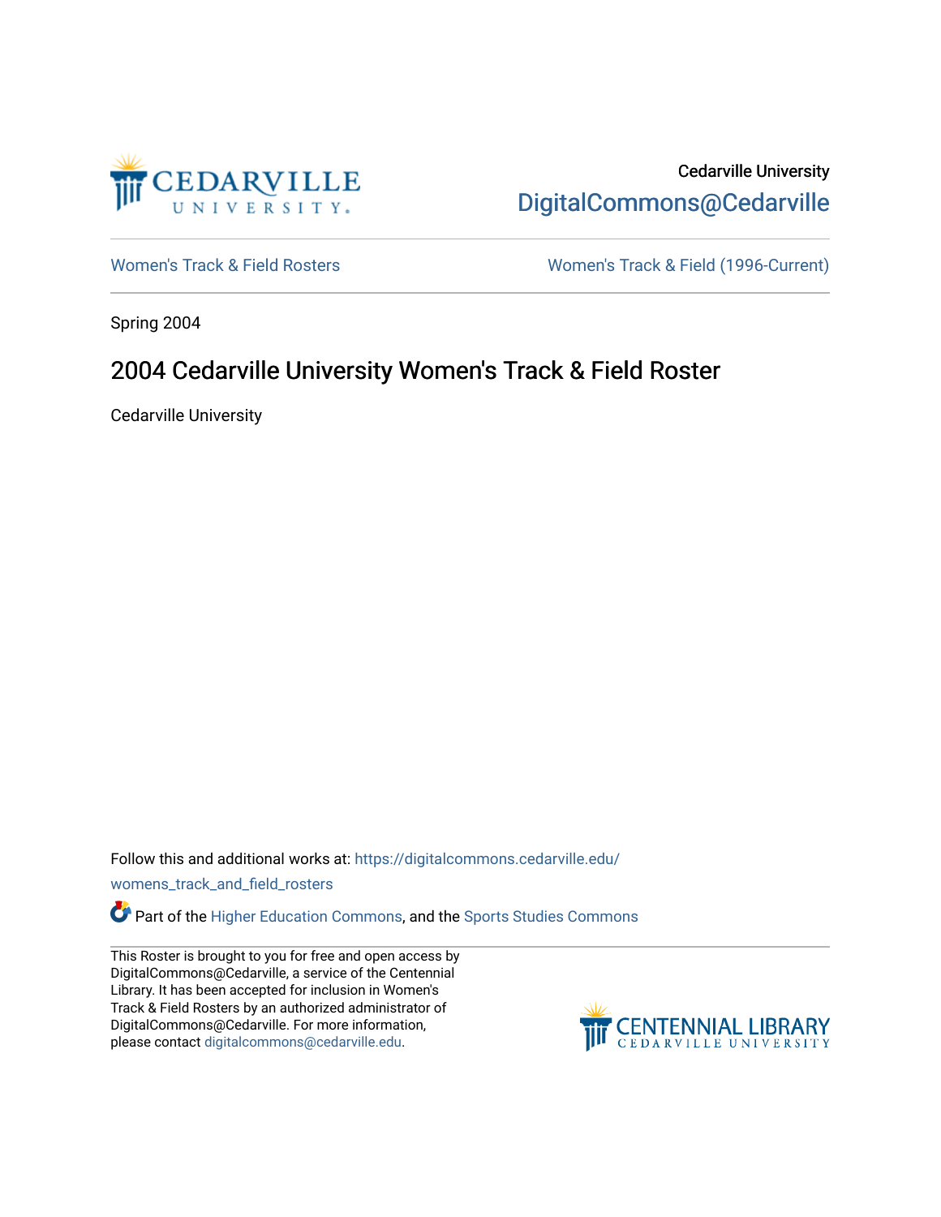Cedarville University
DigitalCommons@Cedarville

Women's Track & Field Rosters | Women's Track & Field (1996-Current)

Spring 2004

# 2004 Cedarville University Women's Track & Field Roster

Cedarville University

Follow this and additional works at: https://digitalcommons.cedarville.edu/womens_track_and_field_rosters

Part of the Higher Education Commons, and the Sports Studies Commons

This Roster is brought to you for free and open access by DigitalCommons@Cedarville, a service of the Centennial Library. It has been accepted for inclusion in Women's Track & Field Rosters by an authorized administrator of DigitalCommons@Cedarville. For more information, please contact digitalcommons@cedarville.edu.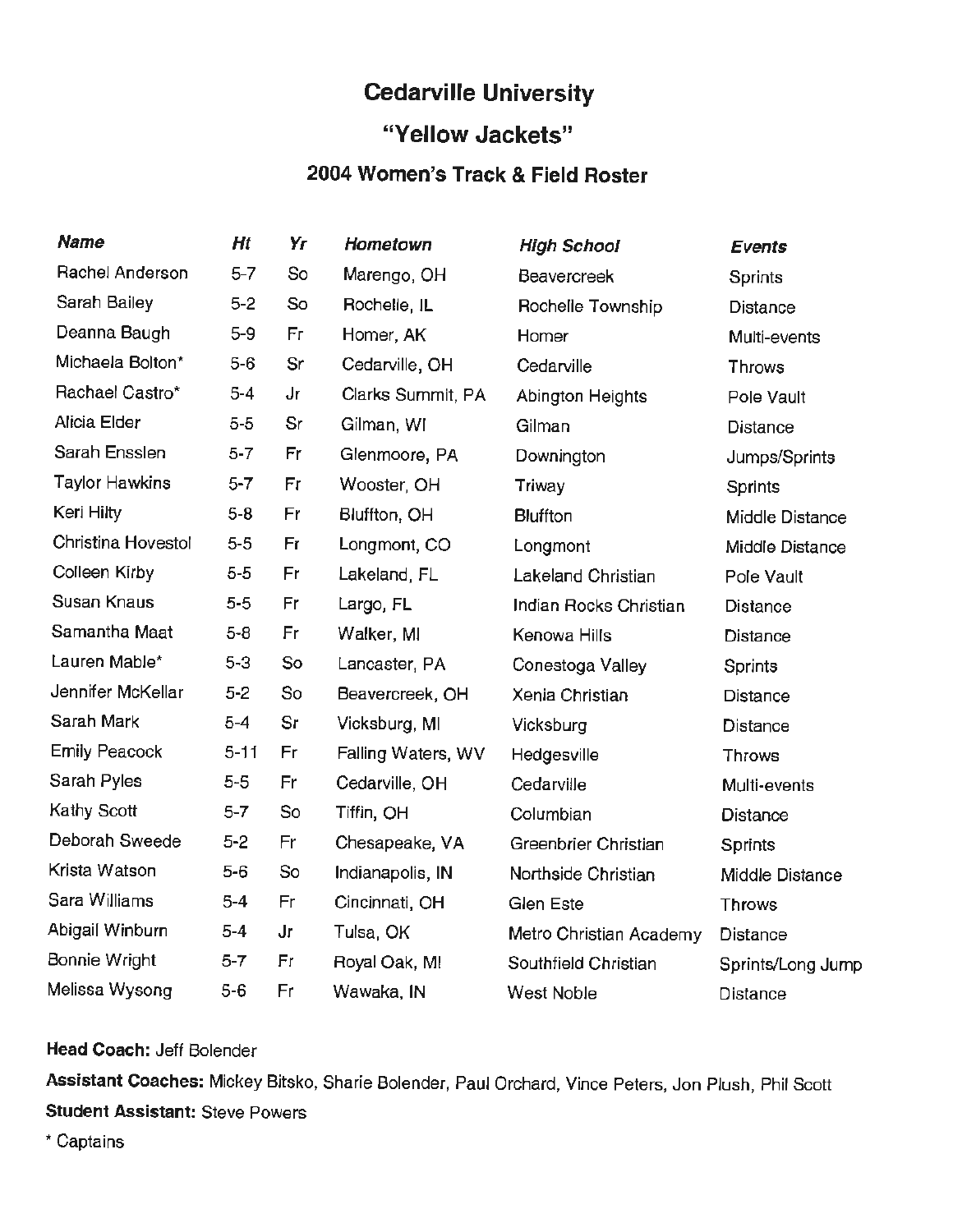# Cedarville University

## "Yellow Jackets"

### 2004 Women's Track & Field Roster

| *Name* | *Ht* | *Yr* | *Hometown* | *High School* | *Events* |
|---|---|---|---|---|---|
| Rachel Anderson | 5-7 | So | Marengo, OH | Beavercreek | Sprints |
| Sarah Bailey | 5-2 | So | Rochelle, IL | Rochelle Township | Distance |
| Deanna Baugh | 5-9 | Fr | Homer, AK | Homer | Multi-events |
| Michaela Bolton* | 5-6 | Sr | Cedarville, OH | Cedarville | Throws |
| Rachael Castro* | 5-4 | Jr | Clarks Summit, PA | Abington Heights | Pole Vault |
| Alicia Elder | 5-5 | Sr | Gilman, WI | Gilman | Distance |
| Sarah Ensslen | 5-7 | Fr | Glenmoore, PA | Downington | Jumps/Sprints |
| Taylor Hawkins | 5-7 | Fr | Wooster, OH | Triway | Sprints |
| Keri Hilty | 5-8 | Fr | Bluffton, OH | Bluffton | Middle Distance |
| Christina Hovestol | 5-5 | Fr | Longmont, CO | Longmont | Middle Distance |
| Colleen Kirby | 5-5 | Fr | Lakeland, FL | Lakeland Christian | Pole Vault |
| Susan Knaus | 5-5 | Fr | Largo, FL | Indian Rocks Christian | Distance |
| Samantha Maat | 5-8 | Fr | Walker, MI | Kenowa Hills | Distance |
| Lauren Mable* | 5-3 | So | Lancaster, PA | Conestoga Valley | Sprints |
| Jennifer McKellar | 5-2 | So | Beavercreek, OH | Xenia Christian | Distance |
| Sarah Mark | 5-4 | Sr | Vicksburg, MI | Vicksburg | Distance |
| Emily Peacock | 5-11 | Fr | Falling Waters, WV | Hedgesville | Throws |
| Sarah Pyles | 5-5 | Fr | Cedarville, OH | Cedarville | Multi-events |
| Kathy Scott | 5-7 | So | Tiffin, OH | Columbian | Distance |
| Deborah Sweede | 5-2 | Fr | Chesapeake, VA | Greenbrier Christian | Sprints |
| Krista Watson | 5-6 | So | Indianapolis, IN | Northside Christian | Middle Distance |
| Sara Williams | 5-4 | Fr | Cincinnati, OH | Glen Este | Throws |
| Abigail Winburn | 5-4 | Jr | Tulsa, OK | Metro Christian Academy | Distance |
| Bonnie Wright | 5-7 | Fr | Royal Oak, MI | Southfield Christian | Sprints/Long Jump |
| Melissa Wysong | 5-6 | Fr | Wawaka, IN | West Noble | Distance |

**Head Coach:** Jeff Bolender

**Assistant Coaches:** Mickey Bitsko, Sharie Bolender, Paul Orchard, Vince Peters, Jon Plush, Phil Scott

**Student Assistant:** Steve Powers

* Captains